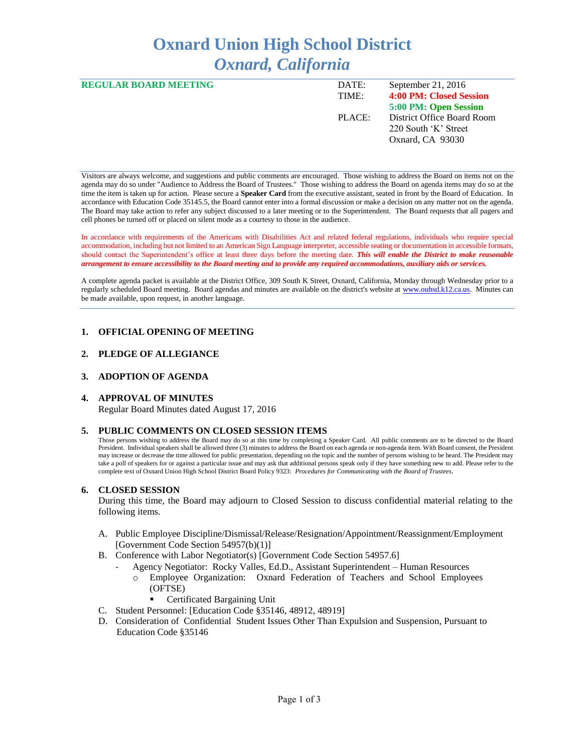# Oxnard Union High School District
## *Oxnard, California*

**REGULAR BOARD MEETING**

| | |
|---|---|
| DATE: | September 21, 2016 |
| TIME: | **4:00 PM: Closed Session** |
| | **5:00 PM: Open Session** |
| PLACE: | District Office Board Room |
| | 220 South 'K' Street |
| | Oxnard, CA 93030 |

Visitors are always welcome, and suggestions and public comments are encouraged. Those wishing to address the Board on items not on the agenda may do so under "Audience to Address the Board of Trustees." Those wishing to address the Board on agenda items may do so at the time the item is taken up for action. Please secure a **Speaker Card** from the executive assistant, seated in front by the Board of Education. In accordance with Education Code 35145.5, the Board cannot enter into a formal discussion or make a decision on any matter not on the agenda. The Board may take action to refer any subject discussed to a later meeting or to the Superintendent. The Board requests that all pagers and cell phones be turned off or placed on silent mode as a courtesy to those in the audience.

In accordance with requirements of the Americans with Disabilities Act and related federal regulations, individuals who require special accommodation, including but not limited to an American Sign Language interpreter, accessible seating or documentation in accessible formats, should contact the Superintendent's office at least three days before the meeting date. ***This will enable the District to make reasonable arrangement to ensure accessibility to the Board meeting and to provide any required accommodations, auxiliary aids or services.***

A complete agenda packet is available at the District Office, 309 South K Street, Oxnard, California, Monday through Wednesday prior to a regularly scheduled Board meeting. Board agendas and minutes are available on the district's website at www.ouhsd.k12.ca.us. Minutes can be made available, upon request, in another language.

### 1. OFFICIAL OPENING OF MEETING

### 2. PLEDGE OF ALLEGIANCE

### 3. ADOPTION OF AGENDA

### 4. APPROVAL OF MINUTES

Regular Board Minutes dated August 17, 2016

### 5. PUBLIC COMMENTS ON CLOSED SESSION ITEMS

Those persons wishing to address the Board may do so at this time by completing a Speaker Card. All public comments are to be directed to the Board President. Individual speakers shall be allowed three (3) minutes to address the Board on each agenda or non-agenda item. With Board consent, the President may increase or decrease the time allowed for public presentation, depending on the topic and the number of persons wishing to be heard. The President may take a poll of speakers for or against a particular issue and may ask that additional persons speak only if they have something new to add. Please refer to the complete text of Oxnard Union High School District Board Policy 9323: *Procedures for Communicating with the Board of Trustees*.

### 6. CLOSED SESSION

During this time, the Board may adjourn to Closed Session to discuss confidential material relating to the following items.

A. Public Employee Discipline/Dismissal/Release/Resignation/Appointment/Reassignment/Employment [Government Code Section 54957(b)(1)]
B. Conference with Labor Negotiator(s) [Government Code Section 54957.6]
   - Agency Negotiator: Rocky Valles, Ed.D., Assistant Superintendent – Human Resources
     - Employee Organization: Oxnard Federation of Teachers and School Employees (OFTSE)
       - Certificated Bargaining Unit
C. Student Personnel: [Education Code §35146, 48912, 48919]
D. Consideration of Confidential Student Issues Other Than Expulsion and Suspension, Pursuant to Education Code §35146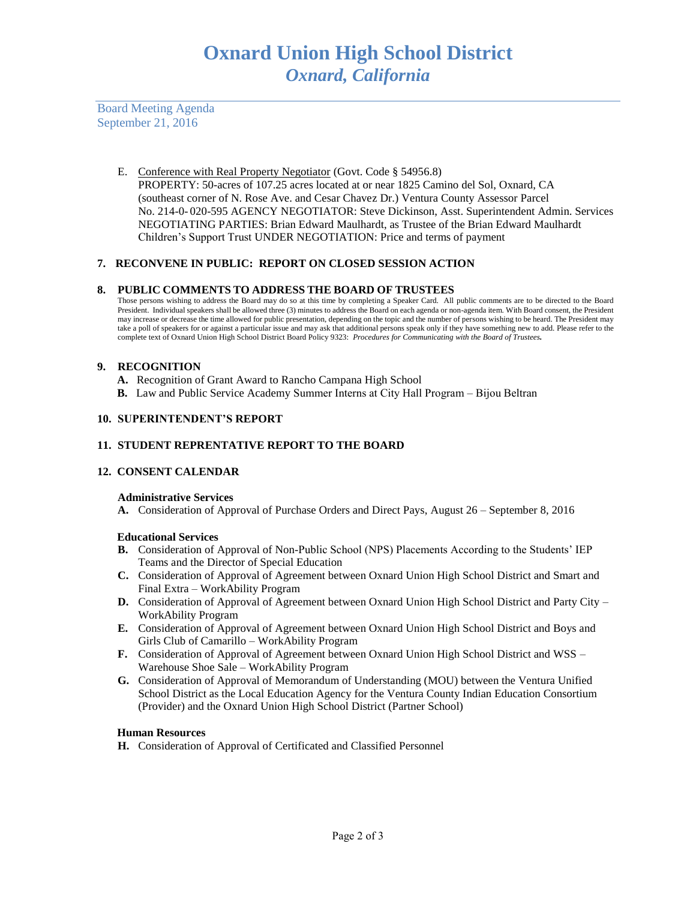Board Meeting Agenda
September 21, 2016

E. Conference with Real Property Negotiator (Govt. Code § 54956.8)
PROPERTY: 50-acres of 107.25 acres located at or near 1825 Camino del Sol, Oxnard, CA (southeast corner of N. Rose Ave. and Cesar Chavez Dr.) Ventura County Assessor Parcel No. 214-0- 020-595 AGENCY NEGOTIATOR: Steve Dickinson, Asst. Superintendent Admin. Services NEGOTIATING PARTIES: Brian Edward Maulhardt, as Trustee of the Brian Edward Maulhardt Children's Support Trust UNDER NEGOTIATION: Price and terms of payment

## 7. RECONVENE IN PUBLIC: REPORT ON CLOSED SESSION ACTION

## 8. PUBLIC COMMENTS TO ADDRESS THE BOARD OF TRUSTEES

Those persons wishing to address the Board may do so at this time by completing a Speaker Card. All public comments are to be directed to the Board President. Individual speakers shall be allowed three (3) minutes to address the Board on each agenda or non-agenda item. With Board consent, the President may increase or decrease the time allowed for public presentation, depending on the topic and the number of persons wishing to be heard. The President may take a poll of speakers for or against a particular issue and may ask that additional persons speak only if they have something new to add. Please refer to the complete text of Oxnard Union High School District Board Policy 9323: *Procedures for Communicating with the Board of Trustees.*

## 9. RECOGNITION

**A.** Recognition of Grant Award to Rancho Campana High School

**B.** Law and Public Service Academy Summer Interns at City Hall Program – Bijou Beltran

## 10. SUPERINTENDENT'S REPORT

## 11. STUDENT REPRENTATIVE REPORT TO THE BOARD

## 12. CONSENT CALENDAR

**Administrative Services**

**A.** Consideration of Approval of Purchase Orders and Direct Pays, August 26 – September 8, 2016

**Educational Services**

**B.** Consideration of Approval of Non-Public School (NPS) Placements According to the Students' IEP Teams and the Director of Special Education

**C.** Consideration of Approval of Agreement between Oxnard Union High School District and Smart and Final Extra – WorkAbility Program

**D.** Consideration of Approval of Agreement between Oxnard Union High School District and Party City – WorkAbility Program

**E.** Consideration of Approval of Agreement between Oxnard Union High School District and Boys and Girls Club of Camarillo – WorkAbility Program

**F.** Consideration of Approval of Agreement between Oxnard Union High School District and WSS – Warehouse Shoe Sale – WorkAbility Program

**G.** Consideration of Approval of Memorandum of Understanding (MOU) between the Ventura Unified School District as the Local Education Agency for the Ventura County Indian Education Consortium (Provider) and the Oxnard Union High School District (Partner School)

**Human Resources**

**H.** Consideration of Approval of Certificated and Classified Personnel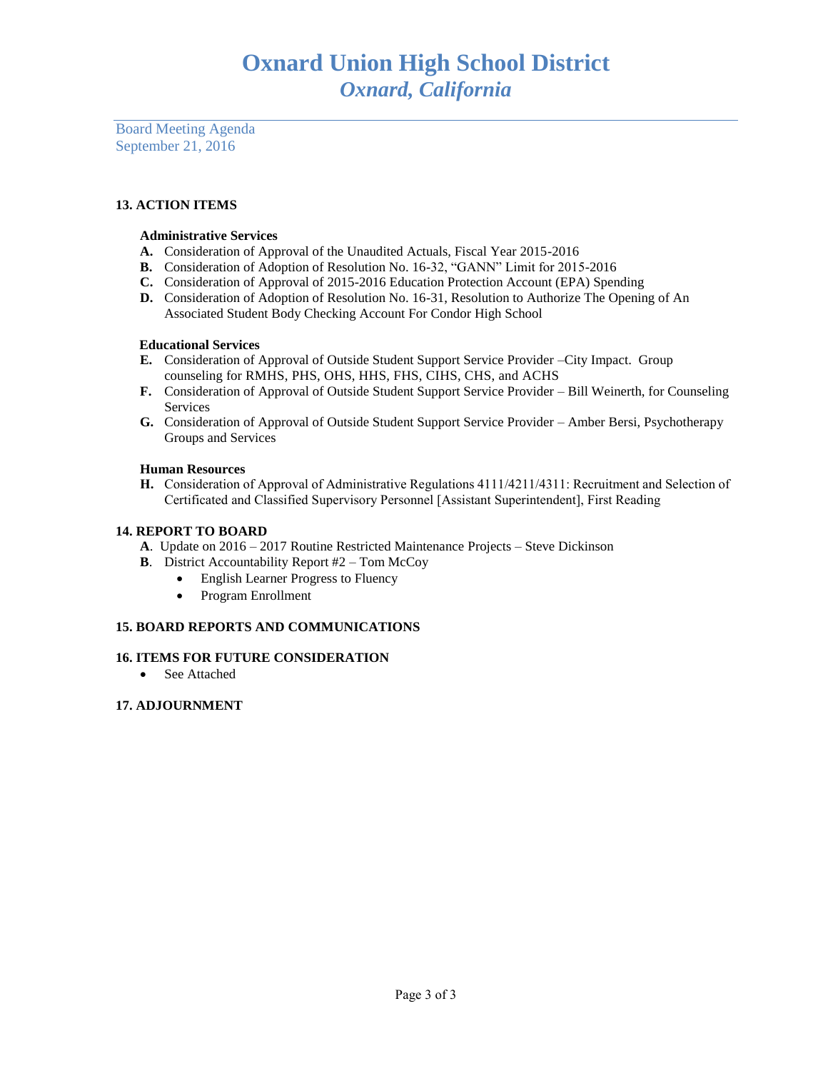# Oxnard Union High School District
## *Oxnard, California*

Board Meeting Agenda
September 21, 2016

### 13. ACTION ITEMS

**Administrative Services**

**A.** Consideration of Approval of the Unaudited Actuals, Fiscal Year 2015-2016
**B.** Consideration of Adoption of Resolution No. 16-32, "GANN" Limit for 2015-2016
**C.** Consideration of Approval of 2015-2016 Education Protection Account (EPA) Spending
**D.** Consideration of Adoption of Resolution No. 16-31, Resolution to Authorize The Opening of An Associated Student Body Checking Account For Condor High School

**Educational Services**

**E.** Consideration of Approval of Outside Student Support Service Provider –City Impact. Group counseling for RMHS, PHS, OHS, HHS, FHS, CIHS, CHS, and ACHS
**F.** Consideration of Approval of Outside Student Support Service Provider – Bill Weinerth, for Counseling Services
**G.** Consideration of Approval of Outside Student Support Service Provider – Amber Bersi, Psychotherapy Groups and Services

**Human Resources**

**H.** Consideration of Approval of Administrative Regulations 4111/4211/4311: Recruitment and Selection of Certificated and Classified Supervisory Personnel [Assistant Superintendent], First Reading

### 14. REPORT TO BOARD

**A**. Update on 2016 – 2017 Routine Restricted Maintenance Projects – Steve Dickinson
**B**. District Accountability Report #2 – Tom McCoy

- English Learner Progress to Fluency
- Program Enrollment

### 15. BOARD REPORTS AND COMMUNICATIONS

### 16. ITEMS FOR FUTURE CONSIDERATION

- See Attached

### 17. ADJOURNMENT